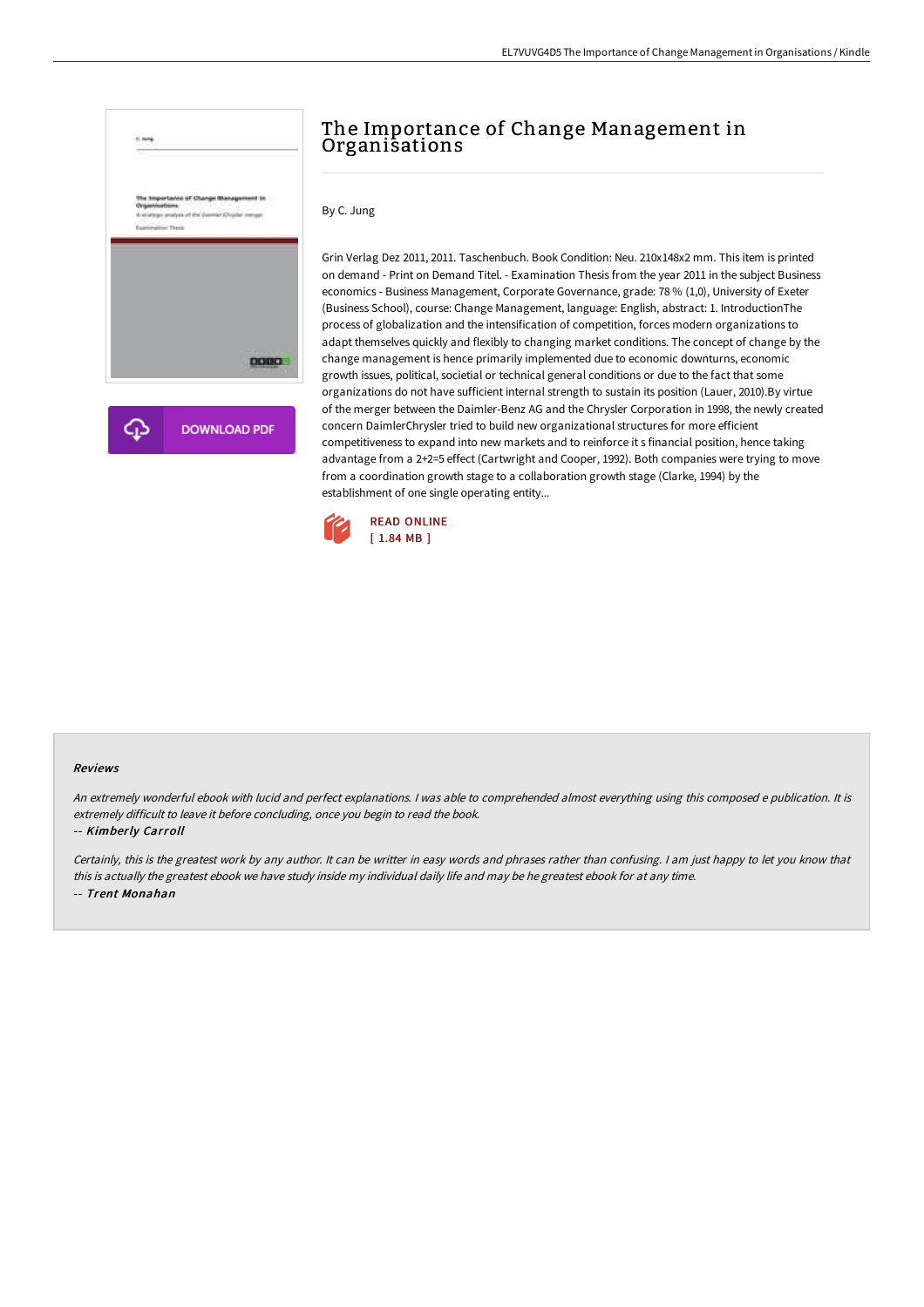# The Importance of Change Management in Organisations

By C. Jung

Grin Verlag Dez 2011, 2011. Taschenbuch. Book Condition: Neu. 210x148x2 mm. This item is printed on demand - Print on Demand Titel. - Examination Thesis from the year 2011 in the subject Business economics - Business Management, Corporate Governance, grade: 78 % (1,0), University of Exeter (Business School), course: Change Management, language: English, abstract: 1. IntroductionThe process of globalization and the intensification of competition, forces modern organizations to adapt themselves quickly and flexibly to changing market conditions. The concept of change by the change management is hence primarily implemented due to economic downturns, economic growth issues, political, societial or technical general conditions or due to the fact that some organizations do not have sufficient internal strength to sustain its position (Lauer, 2010).By virtue of the merger between the Daimler-Benz AG and the Chrysler Corporation in 1998, the newly created concern DaimlerChrysler tried to build new organizational structures for more efficient competitiveness to expand into new markets and to reinforce it s financial position, hence taking advantage from a 2+2=5 effect (Cartwright and Cooper, 1992). Both companies were trying to move from a coordination growth stage to a collaboration growth stage (Clarke, 1994) by the establishment of one single operating entity...

READ ONLINE
[ 1.84 MB ]

#### Reviews

*An extremely wonderful ebook with lucid and perfect explanations. I was able to comprehended almost everything using this composed e publication. It is extremely difficult to leave it before concluding, once you begin to read the book.*

-- ***Kimberly Carroll***

*Certainly, this is the greatest work by any author. It can be writter in easy words and phrases rather than confusing. I am just happy to let you know that this is actually the greatest ebook we have study inside my individual daily life and may be he greatest ebook for at any time.*

-- ***Trent Monahan***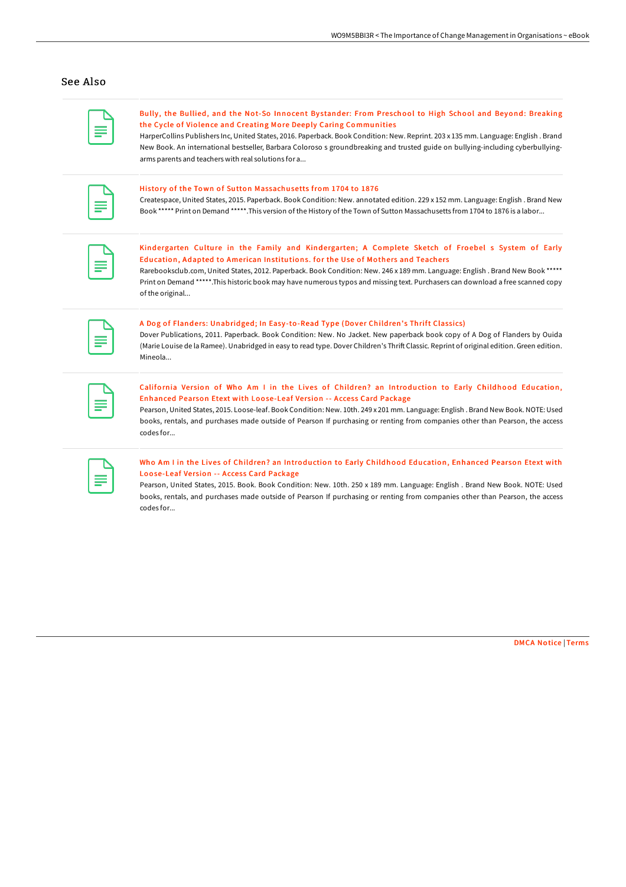## See Also

**Bully, the Bullied, and the Not-So Innocent Bystander: From Preschool to High School and Beyond: Breaking the Cycle of Violence and Creating More Deeply Caring Communities**

HarperCollins Publishers Inc, United States, 2016. Paperback. Book Condition: New. Reprint. 203 x 135 mm. Language: English . Brand New Book. An international bestseller, Barbara Coloroso s groundbreaking and trusted guide on bullying-including cyberbullying-arms parents and teachers with real solutions for a...

**History of the Town of Sutton Massachusetts from 1704 to 1876**

Createspace, United States, 2015. Paperback. Book Condition: New. annotated edition. 229 x 152 mm. Language: English . Brand New Book ***** Print on Demand *****.This version of the History of the Town of Sutton Massachusetts from 1704 to 1876 is a labor...

**Kindergarten Culture in the Family and Kindergarten; A Complete Sketch of Froebel s System of Early Education, Adapted to American Institutions. for the Use of Mothers and Teachers**

Rarebooksclub.com, United States, 2012. Paperback. Book Condition: New. 246 x 189 mm. Language: English . Brand New Book ***** Print on Demand *****.This historic book may have numerous typos and missing text. Purchasers can download a free scanned copy of the original...

**A Dog of Flanders: Unabridged; In Easy-to-Read Type (Dover Children's Thrift Classics)**

Dover Publications, 2011. Paperback. Book Condition: New. No Jacket. New paperback book copy of A Dog of Flanders by Ouida (Marie Louise de la Ramee). Unabridged in easy to read type. Dover Children's Thrift Classic. Reprint of original edition. Green edition. Mineola...

**California Version of Who Am I in the Lives of Children? an Introduction to Early Childhood Education, Enhanced Pearson Etext with Loose-Leaf Version -- Access Card Package**

Pearson, United States, 2015. Loose-leaf. Book Condition: New. 10th. 249 x 201 mm. Language: English . Brand New Book. NOTE: Used books, rentals, and purchases made outside of Pearson If purchasing or renting from companies other than Pearson, the access codes for...

**Who Am I in the Lives of Children? an Introduction to Early Childhood Education, Enhanced Pearson Etext with Loose-Leaf Version -- Access Card Package**

Pearson, United States, 2015. Book. Book Condition: New. 10th. 250 x 189 mm. Language: English . Brand New Book. NOTE: Used books, rentals, and purchases made outside of Pearson If purchasing or renting from companies other than Pearson, the access codes for...